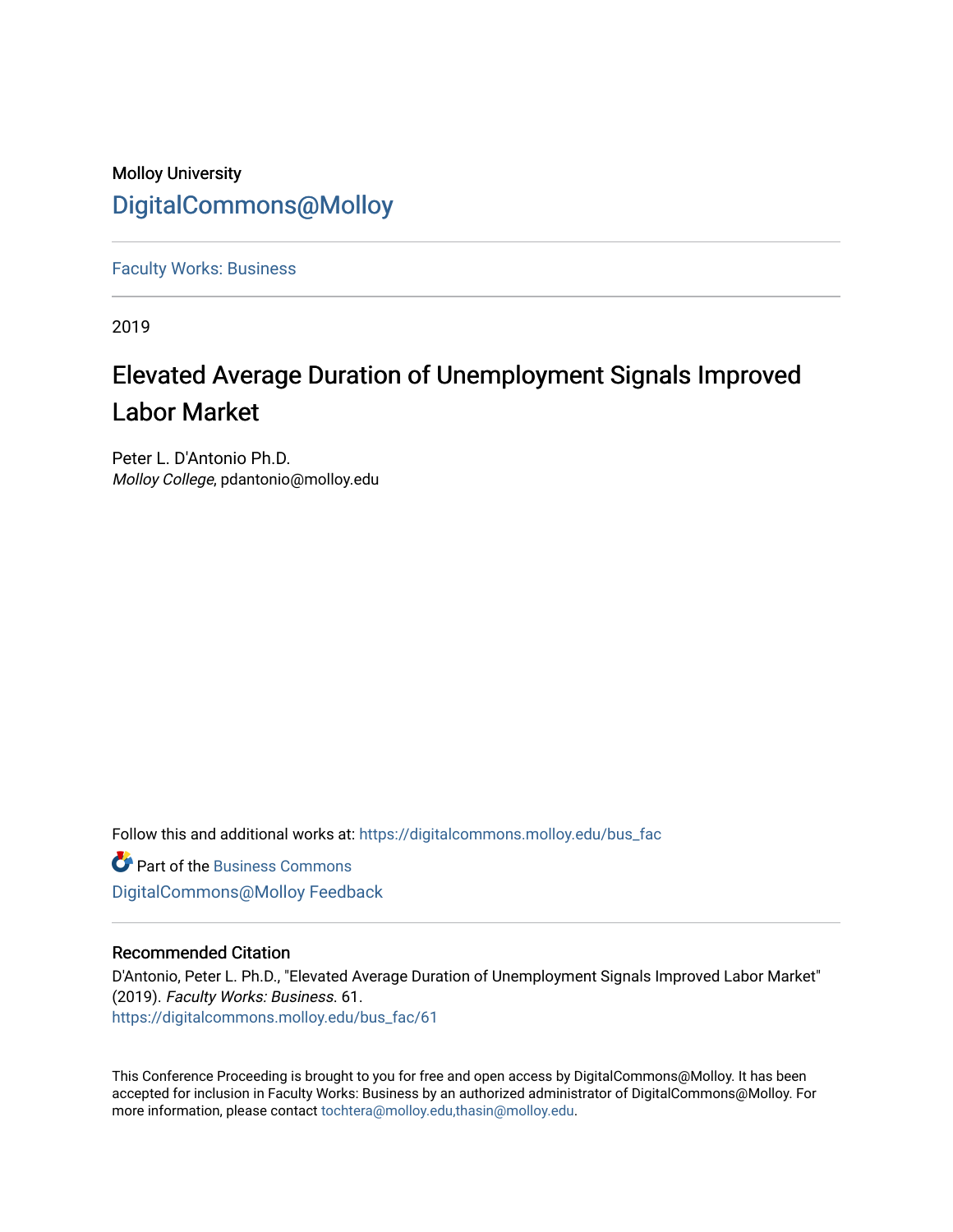Molloy University

DigitalCommons@Molloy

Faculty Works: Business

2019

# Elevated Average Duration of Unemployment Signals Improved Labor Market

Peter L. D'Antonio Ph.D.
*Molloy College*, pdantonio@molloy.edu

Follow this and additional works at: https://digitalcommons.molloy.edu/bus_fac

Part of the Business Commons

DigitalCommons@Molloy Feedback

## Recommended Citation

D'Antonio, Peter L. Ph.D., "Elevated Average Duration of Unemployment Signals Improved Labor Market" (2019). *Faculty Works: Business*. 61.
https://digitalcommons.molloy.edu/bus_fac/61

This Conference Proceeding is brought to you for free and open access by DigitalCommons@Molloy. It has been accepted for inclusion in Faculty Works: Business by an authorized administrator of DigitalCommons@Molloy. For more information, please contact tochtera@molloy.edu,thasin@molloy.edu.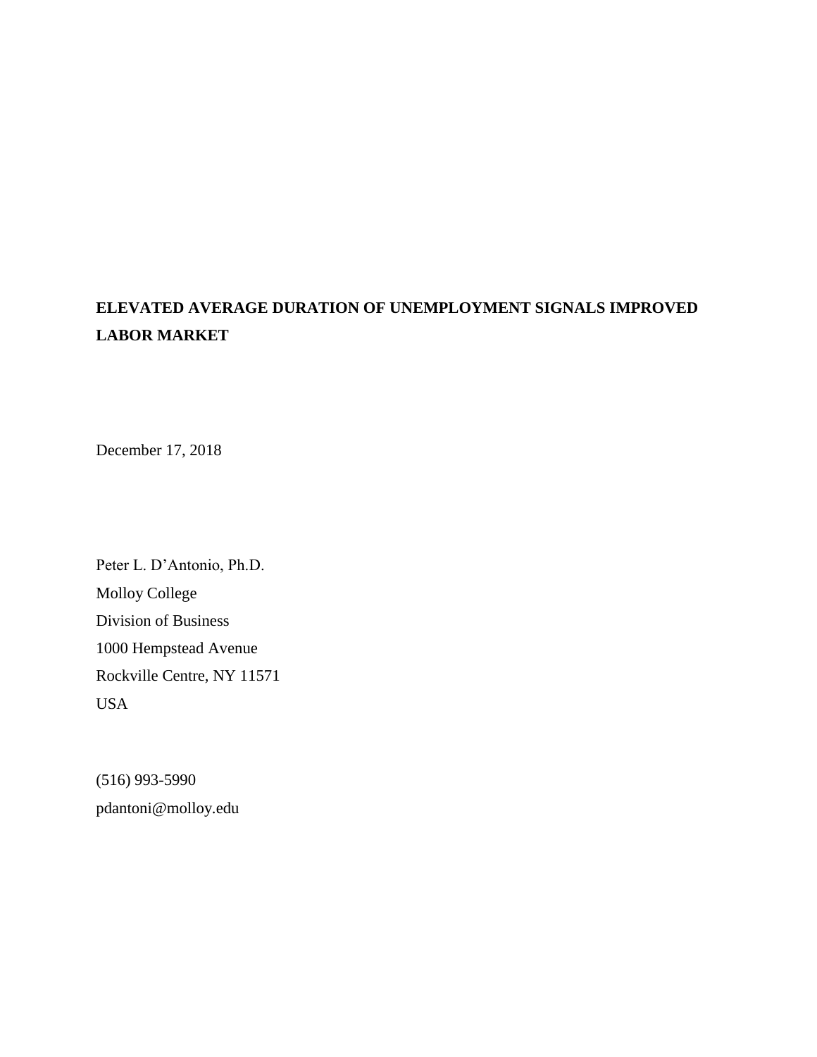# ELEVATED AVERAGE DURATION OF UNEMPLOYMENT SIGNALS IMPROVED LABOR MARKET

December 17, 2018

Peter L. D'Antonio, Ph.D.
Molloy College
Division of Business
1000 Hempstead Avenue
Rockville Centre, NY 11571
USA

(516) 993-5990
pdantoni@molloy.edu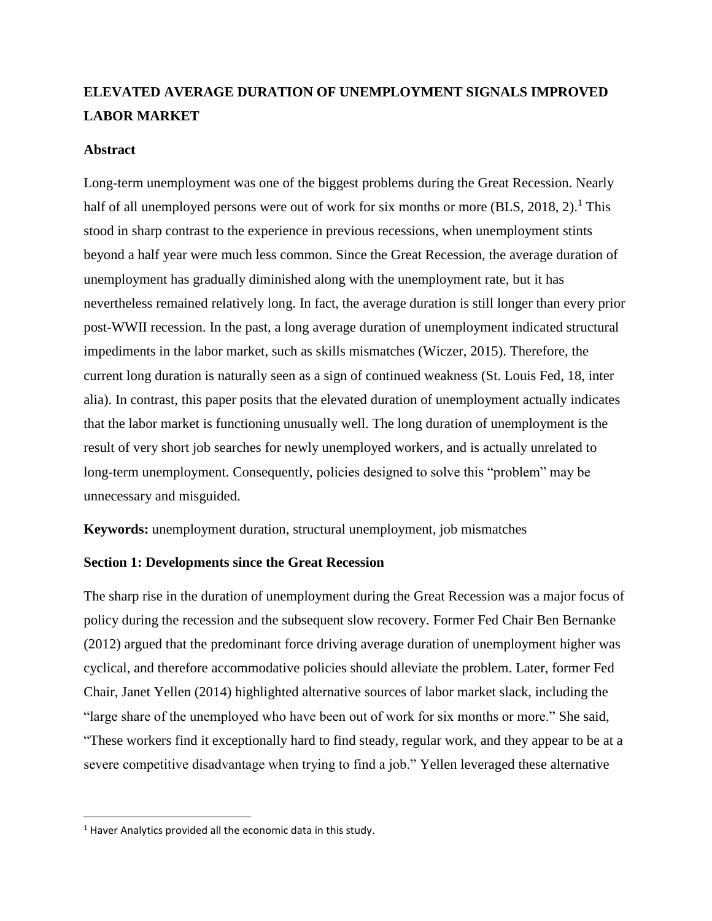# ELEVATED AVERAGE DURATION OF UNEMPLOYMENT SIGNALS IMPROVED LABOR MARKET

## Abstract

Long-term unemployment was one of the biggest problems during the Great Recession. Nearly half of all unemployed persons were out of work for six months or more (BLS, 2018, 2).[1] This stood in sharp contrast to the experience in previous recessions, when unemployment stints beyond a half year were much less common. Since the Great Recession, the average duration of unemployment has gradually diminished along with the unemployment rate, but it has nevertheless remained relatively long. In fact, the average duration is still longer than every prior post-WWII recession. In the past, a long average duration of unemployment indicated structural impediments in the labor market, such as skills mismatches (Wiczer, 2015). Therefore, the current long duration is naturally seen as a sign of continued weakness (St. Louis Fed, 18, inter alia). In contrast, this paper posits that the elevated duration of unemployment actually indicates that the labor market is functioning unusually well. The long duration of unemployment is the result of very short job searches for newly unemployed workers, and is actually unrelated to long-term unemployment. Consequently, policies designed to solve this "problem" may be unnecessary and misguided.

**Keywords:** unemployment duration, structural unemployment, job mismatches

## Section 1: Developments since the Great Recession

The sharp rise in the duration of unemployment during the Great Recession was a major focus of policy during the recession and the subsequent slow recovery. Former Fed Chair Ben Bernanke (2012) argued that the predominant force driving average duration of unemployment higher was cyclical, and therefore accommodative policies should alleviate the problem. Later, former Fed Chair, Janet Yellen (2014) highlighted alternative sources of labor market slack, including the "large share of the unemployed who have been out of work for six months or more." She said, "These workers find it exceptionally hard to find steady, regular work, and they appear to be at a severe competitive disadvantage when trying to find a job." Yellen leveraged these alternative

[1] Haver Analytics provided all the economic data in this study.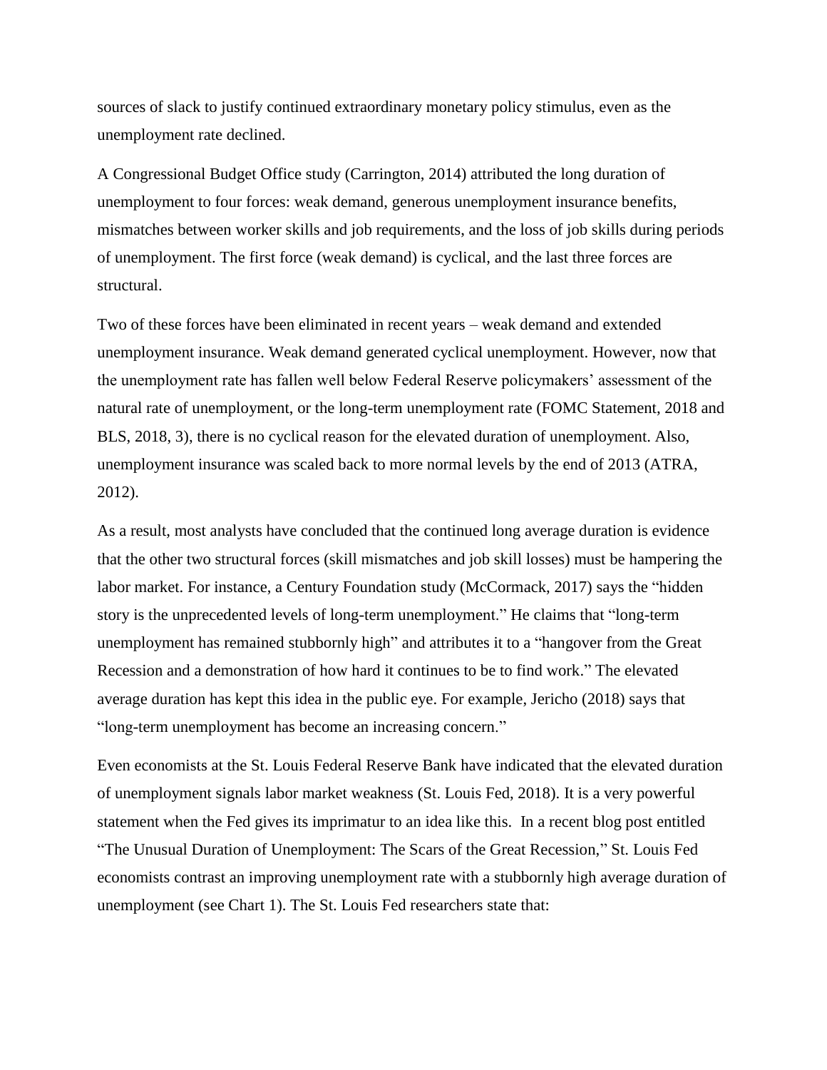sources of slack to justify continued extraordinary monetary policy stimulus, even as the unemployment rate declined.

A Congressional Budget Office study (Carrington, 2014) attributed the long duration of unemployment to four forces: weak demand, generous unemployment insurance benefits, mismatches between worker skills and job requirements, and the loss of job skills during periods of unemployment. The first force (weak demand) is cyclical, and the last three forces are structural.

Two of these forces have been eliminated in recent years – weak demand and extended unemployment insurance. Weak demand generated cyclical unemployment. However, now that the unemployment rate has fallen well below Federal Reserve policymakers' assessment of the natural rate of unemployment, or the long-term unemployment rate (FOMC Statement, 2018 and BLS, 2018, 3), there is no cyclical reason for the elevated duration of unemployment. Also, unemployment insurance was scaled back to more normal levels by the end of 2013 (ATRA, 2012).

As a result, most analysts have concluded that the continued long average duration is evidence that the other two structural forces (skill mismatches and job skill losses) must be hampering the labor market. For instance, a Century Foundation study (McCormack, 2017) says the "hidden story is the unprecedented levels of long-term unemployment." He claims that "long-term unemployment has remained stubbornly high" and attributes it to a "hangover from the Great Recession and a demonstration of how hard it continues to be to find work." The elevated average duration has kept this idea in the public eye. For example, Jericho (2018) says that "long-term unemployment has become an increasing concern."

Even economists at the St. Louis Federal Reserve Bank have indicated that the elevated duration of unemployment signals labor market weakness (St. Louis Fed, 2018). It is a very powerful statement when the Fed gives its imprimatur to an idea like this. In a recent blog post entitled "The Unusual Duration of Unemployment: The Scars of the Great Recession," St. Louis Fed economists contrast an improving unemployment rate with a stubbornly high average duration of unemployment (see Chart 1). The St. Louis Fed researchers state that: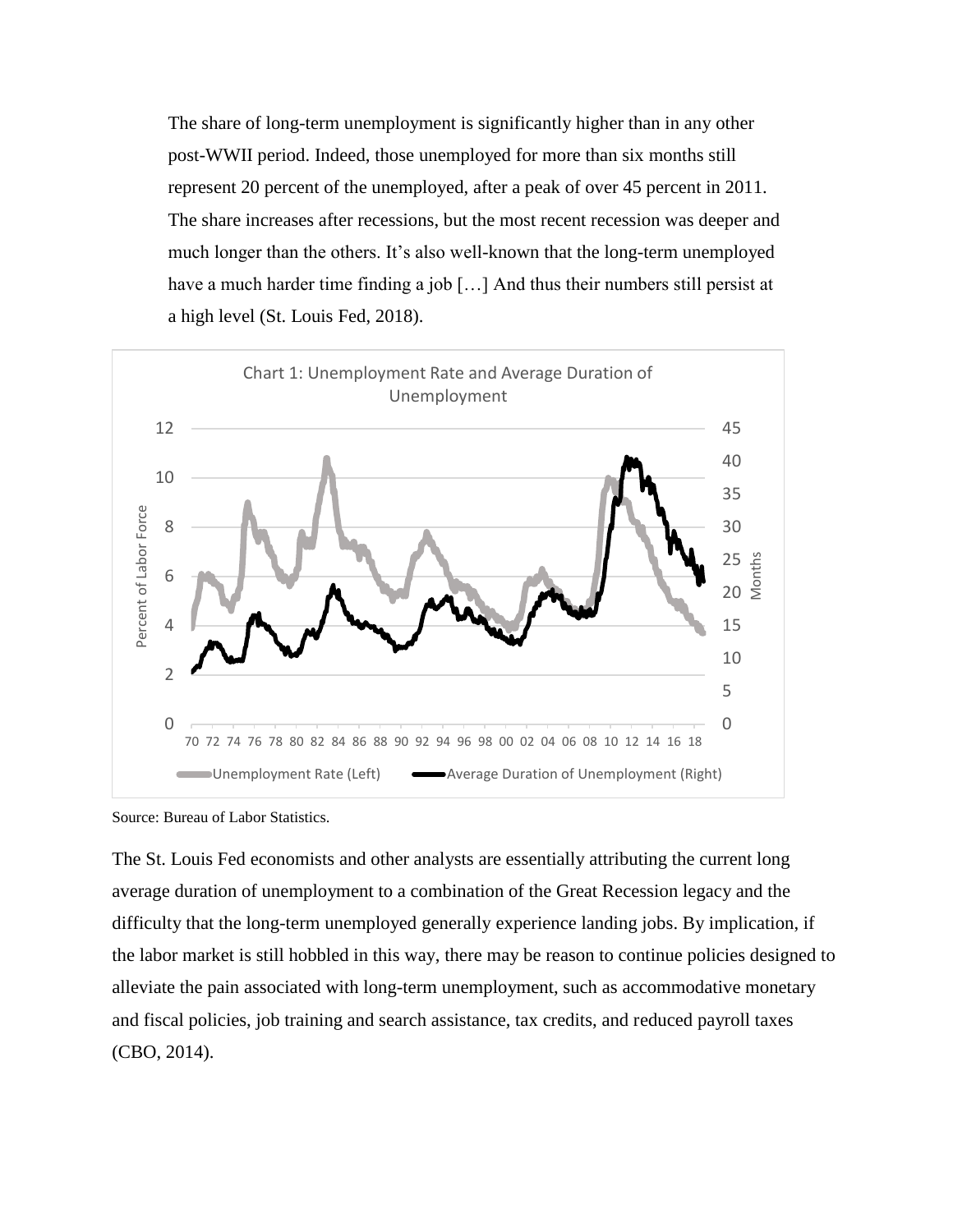> The share of long-term unemployment is significantly higher than in any other post-WWII period. Indeed, those unemployed for more than six months still represent 20 percent of the unemployed, after a peak of over 45 percent in 2011. The share increases after recessions, but the most recent recession was deeper and much longer than the others. It's also well-known that the long-term unemployed have a much harder time finding a job […] And thus their numbers still persist at a high level (St. Louis Fed, 2018).

Chart 1: Unemployment Rate and Average Duration of Unemployment

Source: Bureau of Labor Statistics.

The St. Louis Fed economists and other analysts are essentially attributing the current long average duration of unemployment to a combination of the Great Recession legacy and the difficulty that the long-term unemployed generally experience landing jobs. By implication, if the labor market is still hobbled in this way, there may be reason to continue policies designed to alleviate the pain associated with long-term unemployment, such as accommodative monetary and fiscal policies, job training and search assistance, tax credits, and reduced payroll taxes (CBO, 2014).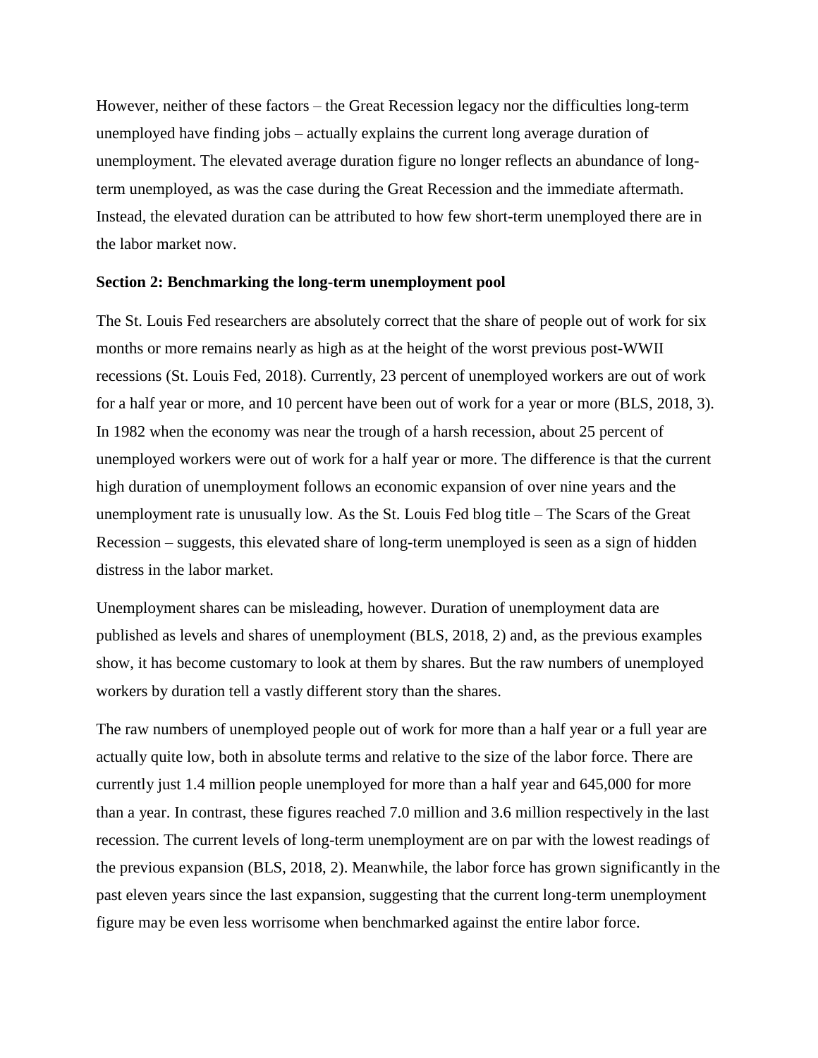However, neither of these factors – the Great Recession legacy nor the difficulties long-term unemployed have finding jobs – actually explains the current long average duration of unemployment. The elevated average duration figure no longer reflects an abundance of long-term unemployed, as was the case during the Great Recession and the immediate aftermath. Instead, the elevated duration can be attributed to how few short-term unemployed there are in the labor market now.

### Section 2: Benchmarking the long-term unemployment pool

The St. Louis Fed researchers are absolutely correct that the share of people out of work for six months or more remains nearly as high as at the height of the worst previous post-WWII recessions (St. Louis Fed, 2018). Currently, 23 percent of unemployed workers are out of work for a half year or more, and 10 percent have been out of work for a year or more (BLS, 2018, 3). In 1982 when the economy was near the trough of a harsh recession, about 25 percent of unemployed workers were out of work for a half year or more. The difference is that the current high duration of unemployment follows an economic expansion of over nine years and the unemployment rate is unusually low. As the St. Louis Fed blog title – The Scars of the Great Recession – suggests, this elevated share of long-term unemployed is seen as a sign of hidden distress in the labor market.

Unemployment shares can be misleading, however. Duration of unemployment data are published as levels and shares of unemployment (BLS, 2018, 2) and, as the previous examples show, it has become customary to look at them by shares. But the raw numbers of unemployed workers by duration tell a vastly different story than the shares.

The raw numbers of unemployed people out of work for more than a half year or a full year are actually quite low, both in absolute terms and relative to the size of the labor force. There are currently just 1.4 million people unemployed for more than a half year and 645,000 for more than a year. In contrast, these figures reached 7.0 million and 3.6 million respectively in the last recession. The current levels of long-term unemployment are on par with the lowest readings of the previous expansion (BLS, 2018, 2). Meanwhile, the labor force has grown significantly in the past eleven years since the last expansion, suggesting that the current long-term unemployment figure may be even less worrisome when benchmarked against the entire labor force.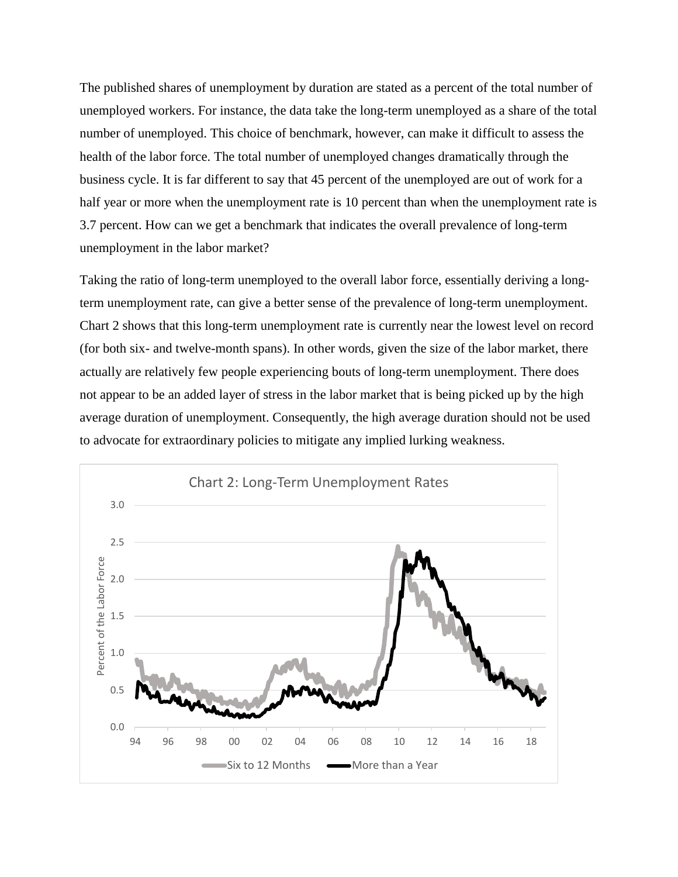The published shares of unemployment by duration are stated as a percent of the total number of unemployed workers. For instance, the data take the long-term unemployed as a share of the total number of unemployed. This choice of benchmark, however, can make it difficult to assess the health of the labor force. The total number of unemployed changes dramatically through the business cycle. It is far different to say that 45 percent of the unemployed are out of work for a half year or more when the unemployment rate is 10 percent than when the unemployment rate is 3.7 percent. How can we get a benchmark that indicates the overall prevalence of long-term unemployment in the labor market?

Taking the ratio of long-term unemployed to the overall labor force, essentially deriving a long-term unemployment rate, can give a better sense of the prevalence of long-term unemployment. Chart 2 shows that this long-term unemployment rate is currently near the lowest level on record (for both six- and twelve-month spans). In other words, given the size of the labor market, there actually are relatively few people experiencing bouts of long-term unemployment. There does not appear to be an added layer of stress in the labor market that is being picked up by the high average duration of unemployment. Consequently, the high average duration should not be used to advocate for extraordinary policies to mitigate any implied lurking weakness.

Chart 2: Long-Term Unemployment Rates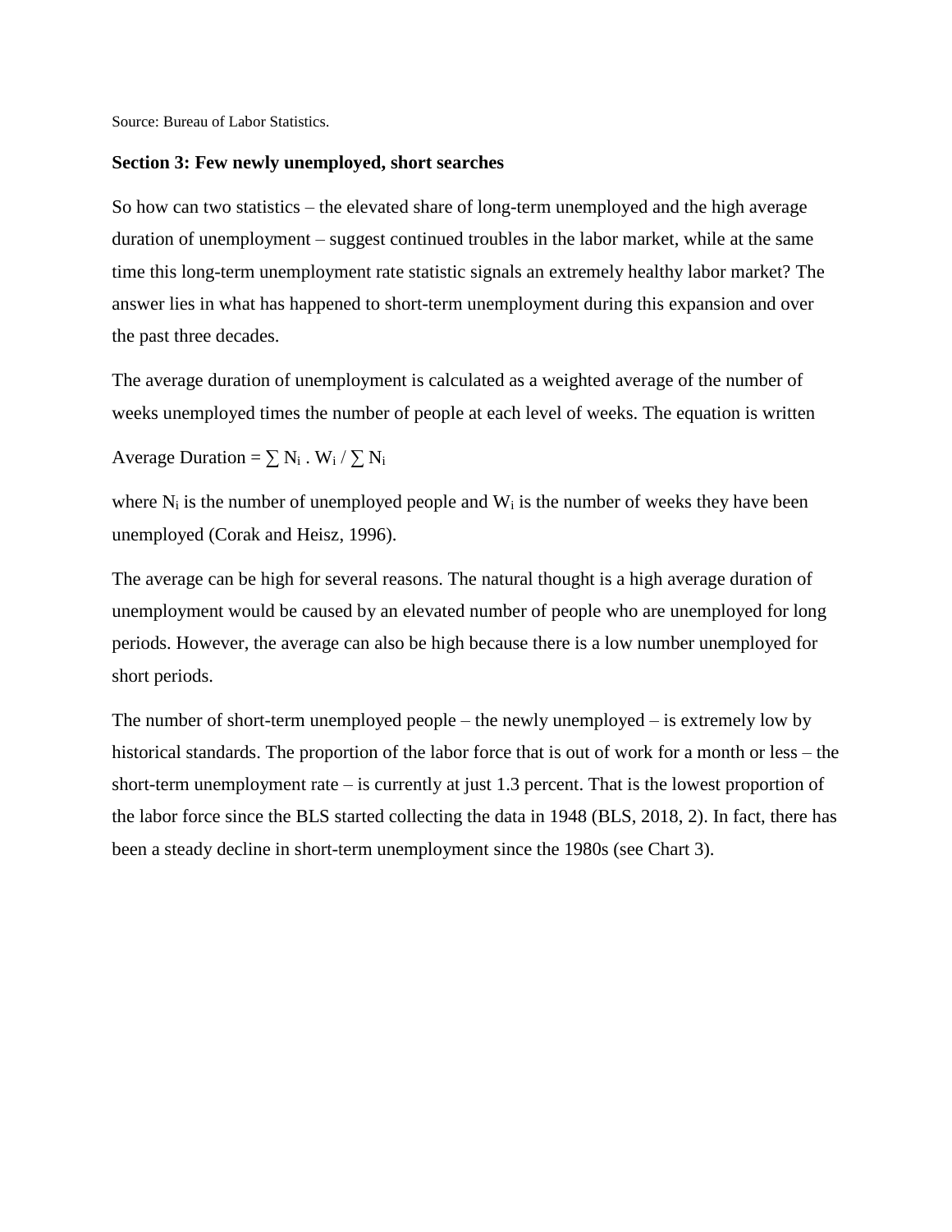Source: Bureau of Labor Statistics.

**Section 3: Few newly unemployed, short searches**

So how can two statistics – the elevated share of long-term unemployed and the high average duration of unemployment – suggest continued troubles in the labor market, while at the same time this long-term unemployment rate statistic signals an extremely healthy labor market? The answer lies in what has happened to short-term unemployment during this expansion and over the past three decades.

The average duration of unemployment is calculated as a weighted average of the number of weeks unemployed times the number of people at each level of weeks. The equation is written

Average Duration = $\sum N_i \cdot W_i / \sum N_i$

where $N_i$ is the number of unemployed people and $W_i$ is the number of weeks they have been unemployed (Corak and Heisz, 1996).

The average can be high for several reasons. The natural thought is a high average duration of unemployment would be caused by an elevated number of people who are unemployed for long periods. However, the average can also be high because there is a low number unemployed for short periods.

The number of short-term unemployed people – the newly unemployed – is extremely low by historical standards. The proportion of the labor force that is out of work for a month or less – the short-term unemployment rate – is currently at just 1.3 percent. That is the lowest proportion of the labor force since the BLS started collecting the data in 1948 (BLS, 2018, 2). In fact, there has been a steady decline in short-term unemployment since the 1980s (see Chart 3).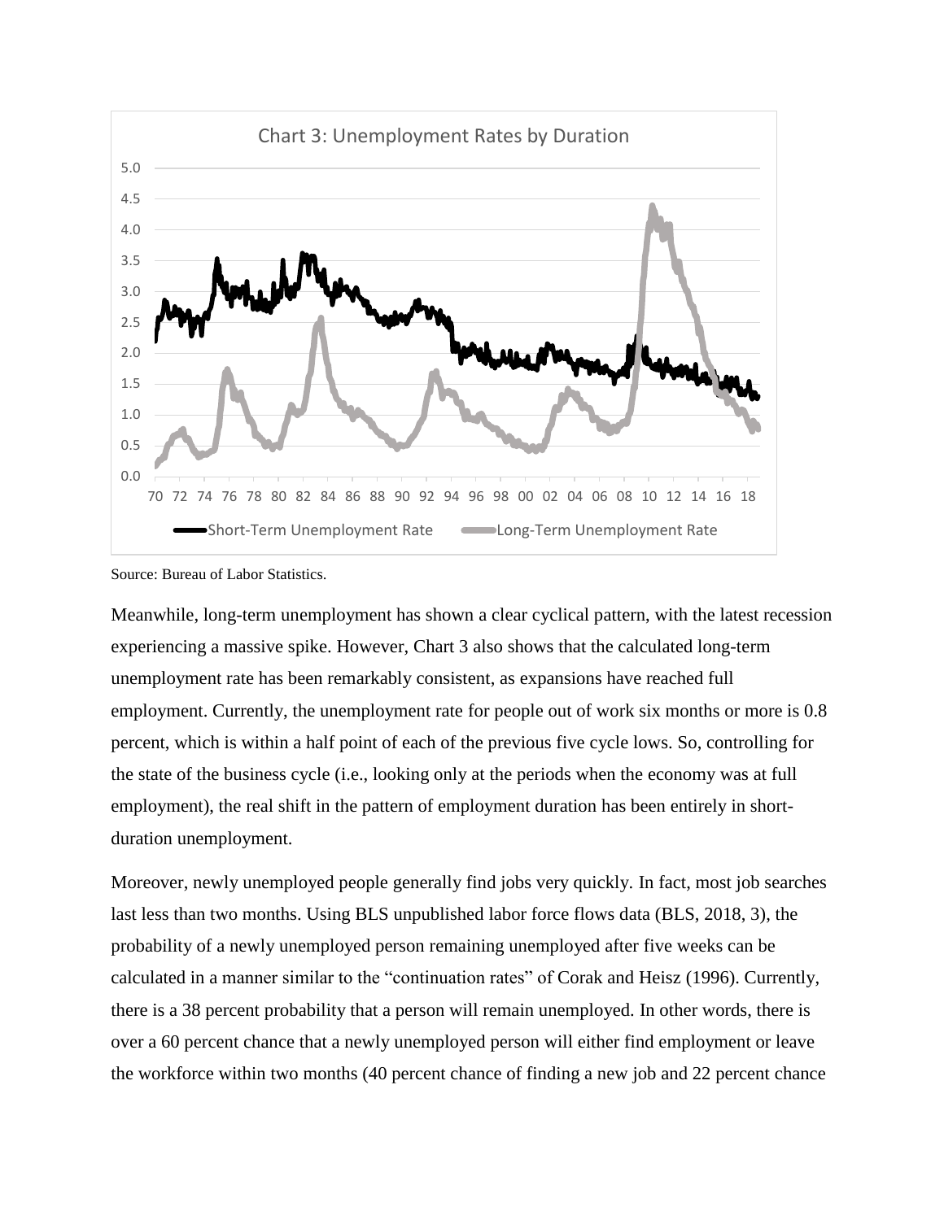Chart 3: Unemployment Rates by Duration

Source: Bureau of Labor Statistics.

Meanwhile, long-term unemployment has shown a clear cyclical pattern, with the latest recession experiencing a massive spike. However, Chart 3 also shows that the calculated long-term unemployment rate has been remarkably consistent, as expansions have reached full employment. Currently, the unemployment rate for people out of work six months or more is 0.8 percent, which is within a half point of each of the previous five cycle lows. So, controlling for the state of the business cycle (i.e., looking only at the periods when the economy was at full employment), the real shift in the pattern of employment duration has been entirely in short-duration unemployment.

Moreover, newly unemployed people generally find jobs very quickly. In fact, most job searches last less than two months. Using BLS unpublished labor force flows data (BLS, 2018, 3), the probability of a newly unemployed person remaining unemployed after five weeks can be calculated in a manner similar to the "continuation rates" of Corak and Heisz (1996). Currently, there is a 38 percent probability that a person will remain unemployed. In other words, there is over a 60 percent chance that a newly unemployed person will either find employment or leave the workforce within two months (40 percent chance of finding a new job and 22 percent chance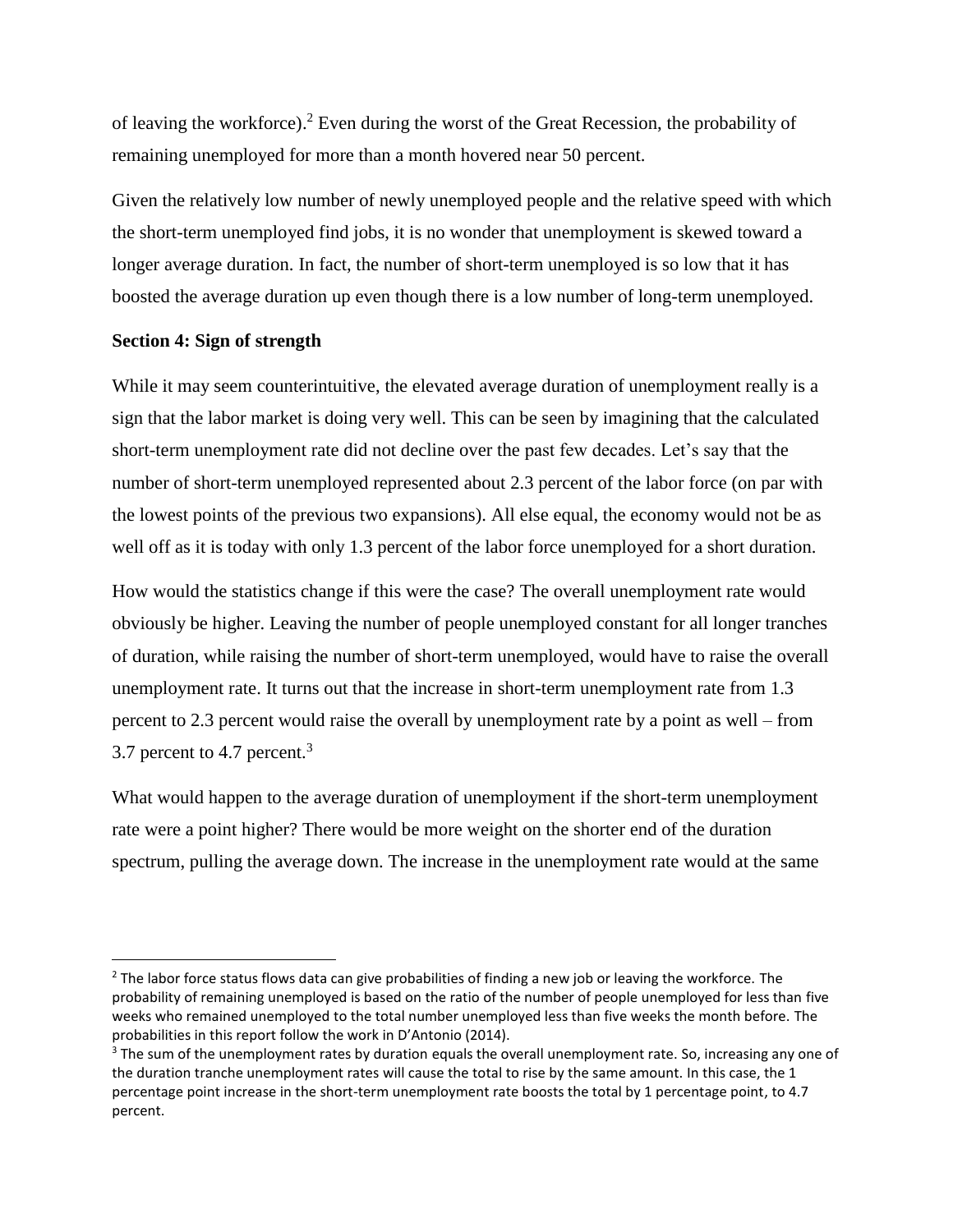of leaving the workforce).[2] Even during the worst of the Great Recession, the probability of remaining unemployed for more than a month hovered near 50 percent.

Given the relatively low number of newly unemployed people and the relative speed with which the short-term unemployed find jobs, it is no wonder that unemployment is skewed toward a longer average duration. In fact, the number of short-term unemployed is so low that it has boosted the average duration up even though there is a low number of long-term unemployed.

**Section 4: Sign of strength**

While it may seem counterintuitive, the elevated average duration of unemployment really is a sign that the labor market is doing very well. This can be seen by imagining that the calculated short-term unemployment rate did not decline over the past few decades. Let's say that the number of short-term unemployed represented about 2.3 percent of the labor force (on par with the lowest points of the previous two expansions). All else equal, the economy would not be as well off as it is today with only 1.3 percent of the labor force unemployed for a short duration.

How would the statistics change if this were the case? The overall unemployment rate would obviously be higher. Leaving the number of people unemployed constant for all longer tranches of duration, while raising the number of short-term unemployed, would have to raise the overall unemployment rate. It turns out that the increase in short-term unemployment rate from 1.3 percent to 2.3 percent would raise the overall by unemployment rate by a point as well – from 3.7 percent to 4.7 percent.[3]

What would happen to the average duration of unemployment if the short-term unemployment rate were a point higher? There would be more weight on the shorter end of the duration spectrum, pulling the average down. The increase in the unemployment rate would at the same

[2] The labor force status flows data can give probabilities of finding a new job or leaving the workforce. The probability of remaining unemployed is based on the ratio of the number of people unemployed for less than five weeks who remained unemployed to the total number unemployed less than five weeks the month before. The probabilities in this report follow the work in D'Antonio (2014).

[3] The sum of the unemployment rates by duration equals the overall unemployment rate. So, increasing any one of the duration tranche unemployment rates will cause the total to rise by the same amount. In this case, the 1 percentage point increase in the short-term unemployment rate boosts the total by 1 percentage point, to 4.7 percent.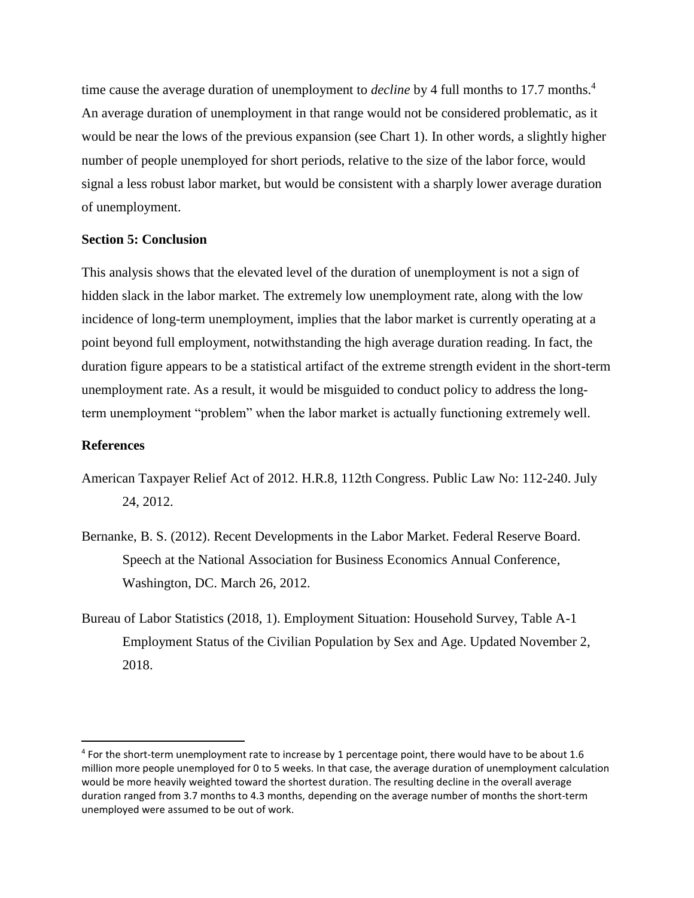time cause the average duration of unemployment to *decline* by 4 full months to 17.7 months.[4] An average duration of unemployment in that range would not be considered problematic, as it would be near the lows of the previous expansion (see Chart 1). In other words, a slightly higher number of people unemployed for short periods, relative to the size of the labor force, would signal a less robust labor market, but would be consistent with a sharply lower average duration of unemployment.

**Section 5: Conclusion**

This analysis shows that the elevated level of the duration of unemployment is not a sign of hidden slack in the labor market. The extremely low unemployment rate, along with the low incidence of long-term unemployment, implies that the labor market is currently operating at a point beyond full employment, notwithstanding the high average duration reading. In fact, the duration figure appears to be a statistical artifact of the extreme strength evident in the short-term unemployment rate. As a result, it would be misguided to conduct policy to address the long-term unemployment "problem" when the labor market is actually functioning extremely well.

**References**

American Taxpayer Relief Act of 2012. H.R.8, 112th Congress. Public Law No: 112-240. July 24, 2012.

Bernanke, B. S. (2012). Recent Developments in the Labor Market. Federal Reserve Board. Speech at the National Association for Business Economics Annual Conference, Washington, DC. March 26, 2012.

Bureau of Labor Statistics (2018, 1). Employment Situation: Household Survey, Table A-1 Employment Status of the Civilian Population by Sex and Age. Updated November 2, 2018.

---

[4] For the short-term unemployment rate to increase by 1 percentage point, there would have to be about 1.6 million more people unemployed for 0 to 5 weeks. In that case, the average duration of unemployment calculation would be more heavily weighted toward the shortest duration. The resulting decline in the overall average duration ranged from 3.7 months to 4.3 months, depending on the average number of months the short-term unemployed were assumed to be out of work.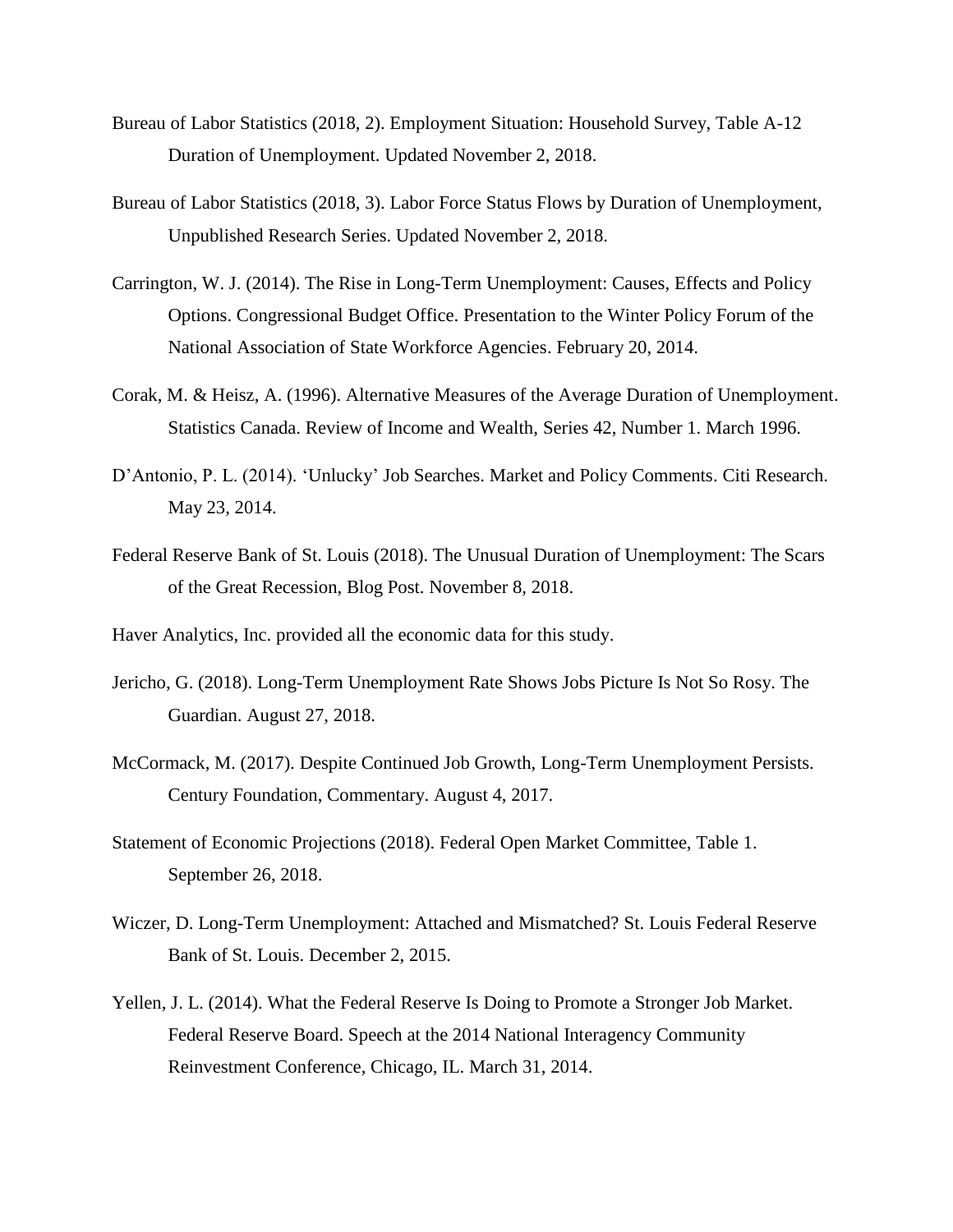Bureau of Labor Statistics (2018, 2). Employment Situation: Household Survey, Table A-12 Duration of Unemployment. Updated November 2, 2018.

Bureau of Labor Statistics (2018, 3). Labor Force Status Flows by Duration of Unemployment, Unpublished Research Series. Updated November 2, 2018.

Carrington, W. J. (2014). The Rise in Long-Term Unemployment: Causes, Effects and Policy Options. Congressional Budget Office. Presentation to the Winter Policy Forum of the National Association of State Workforce Agencies. February 20, 2014.

Corak, M. & Heisz, A. (1996). Alternative Measures of the Average Duration of Unemployment. Statistics Canada. Review of Income and Wealth, Series 42, Number 1. March 1996.

D'Antonio, P. L. (2014). 'Unlucky' Job Searches. Market and Policy Comments. Citi Research. May 23, 2014.

Federal Reserve Bank of St. Louis (2018). The Unusual Duration of Unemployment: The Scars of the Great Recession, Blog Post. November 8, 2018.

Haver Analytics, Inc. provided all the economic data for this study.

Jericho, G. (2018). Long-Term Unemployment Rate Shows Jobs Picture Is Not So Rosy. The Guardian. August 27, 2018.

McCormack, M. (2017). Despite Continued Job Growth, Long-Term Unemployment Persists. Century Foundation, Commentary. August 4, 2017.

Statement of Economic Projections (2018). Federal Open Market Committee, Table 1. September 26, 2018.

Wiczer, D. Long-Term Unemployment: Attached and Mismatched? St. Louis Federal Reserve Bank of St. Louis. December 2, 2015.

Yellen, J. L. (2014). What the Federal Reserve Is Doing to Promote a Stronger Job Market. Federal Reserve Board. Speech at the 2014 National Interagency Community Reinvestment Conference, Chicago, IL. March 31, 2014.